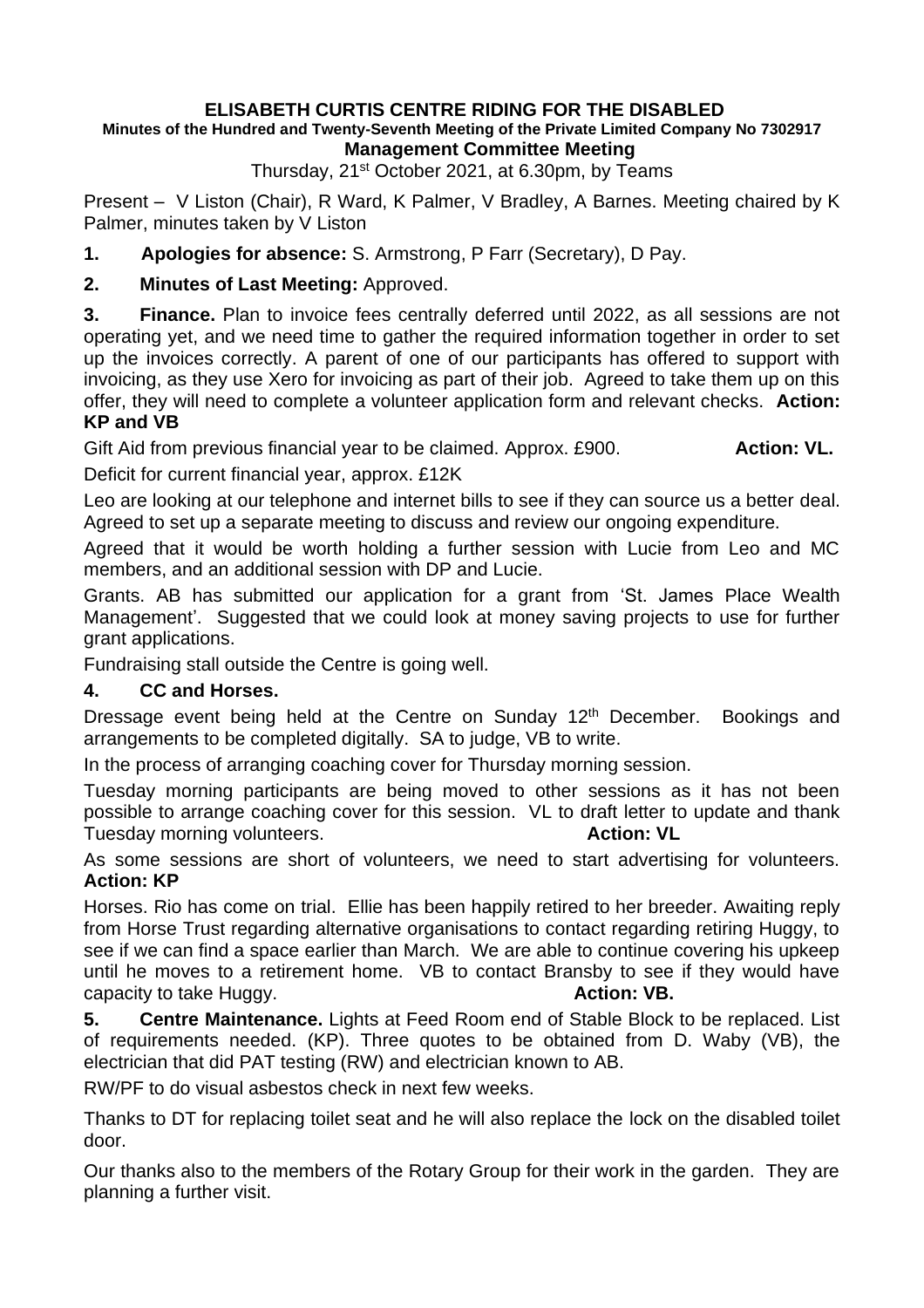**ELISABETH CURTIS CENTRE RIDING FOR THE DISABLED**

**Minutes of the Hundred and Twenty-Seventh Meeting of the Private Limited Company No 7302917**

**Management Committee Meeting**

Thursday, 21st October 2021, at 6.30pm, by Teams

Present – V Liston (Chair), R Ward, K Palmer, V Bradley, A Barnes. Meeting chaired by K Palmer, minutes taken by V Liston

**1. Apologies for absence:** S. Armstrong, P Farr (Secretary), D Pay.

**2. Minutes of Last Meeting:** Approved.

**3. Finance.** Plan to invoice fees centrally deferred until 2022, as all sessions are not operating yet, and we need time to gather the required information together in order to set up the invoices correctly. A parent of one of our participants has offered to support with invoicing, as they use Xero for invoicing as part of their job. Agreed to take them up on this offer, they will need to complete a volunteer application form and relevant checks. **Action: KP and VB**

Gift Aid from previous financial year to be claimed. Approx. £900. **Action: VL.**

Deficit for current financial year, approx. £12K

Leo are looking at our telephone and internet bills to see if they can source us a better deal. Agreed to set up a separate meeting to discuss and review our ongoing expenditure.

Agreed that it would be worth holding a further session with Lucie from Leo and MC members, and an additional session with DP and Lucie.

Grants. AB has submitted our application for a grant from 'St. James Place Wealth Management'. Suggested that we could look at money saving projects to use for further grant applications.

Fundraising stall outside the Centre is going well.

**4. CC and Horses.**

Dressage event being held at the Centre on Sunday 12th December. Bookings and arrangements to be completed digitally. SA to judge, VB to write.

In the process of arranging coaching cover for Thursday morning session.

Tuesday morning participants are being moved to other sessions as it has not been possible to arrange coaching cover for this session. VL to draft letter to update and thank Tuesday morning volunteers. **Action: VL**

As some sessions are short of volunteers, we need to start advertising for volunteers. **Action: KP**

Horses. Rio has come on trial. Ellie has been happily retired to her breeder. Awaiting reply from Horse Trust regarding alternative organisations to contact regarding retiring Huggy, to see if we can find a space earlier than March. We are able to continue covering his upkeep until he moves to a retirement home. VB to contact Bransby to see if they would have capacity to take Huggy. **Action: VB.**

**5. Centre Maintenance.** Lights at Feed Room end of Stable Block to be replaced. List of requirements needed. (KP). Three quotes to be obtained from D. Waby (VB), the electrician that did PAT testing (RW) and electrician known to AB.

RW/PF to do visual asbestos check in next few weeks.

Thanks to DT for replacing toilet seat and he will also replace the lock on the disabled toilet door.

Our thanks also to the members of the Rotary Group for their work in the garden. They are planning a further visit.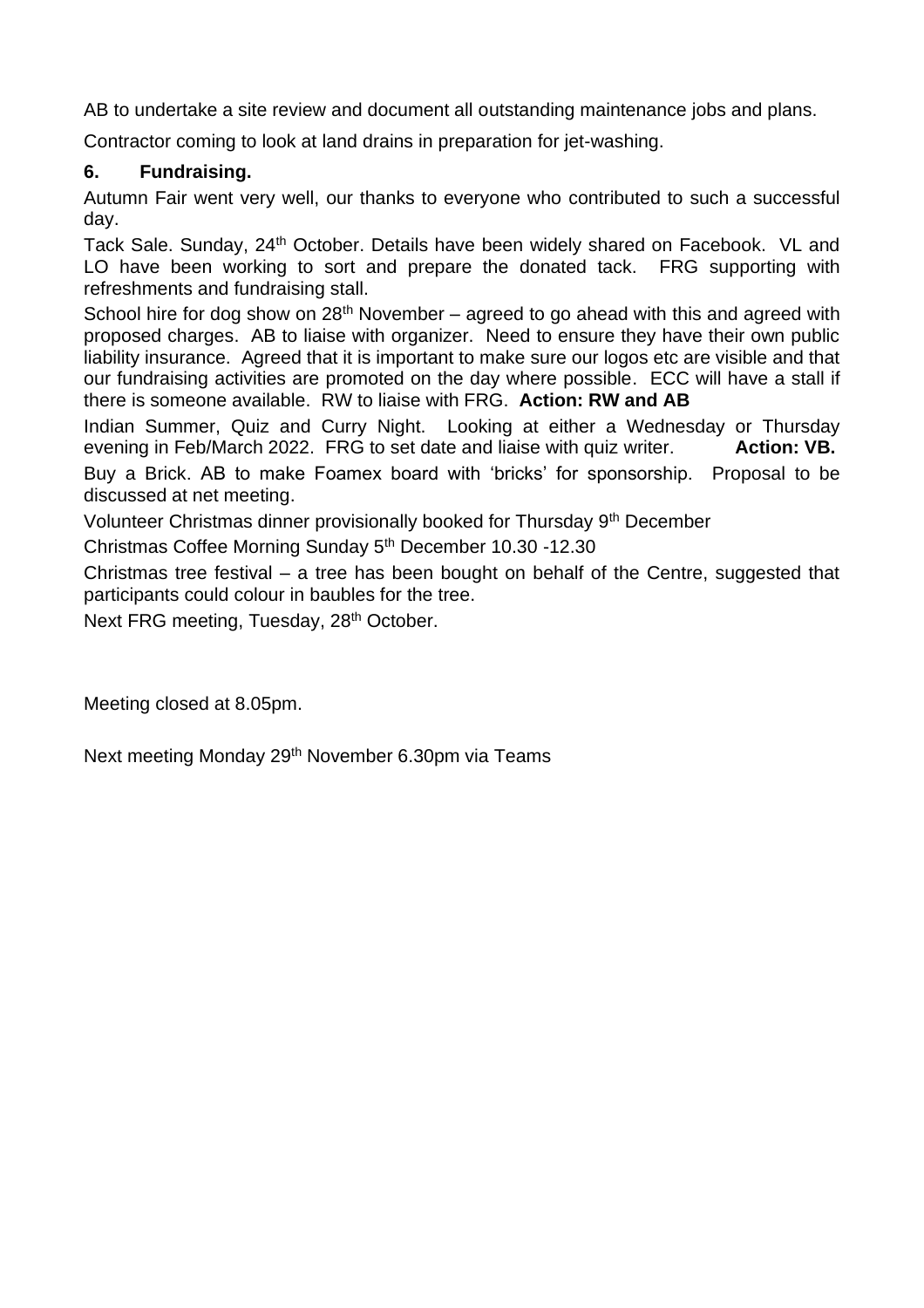AB to undertake a site review and document all outstanding maintenance jobs and plans.

Contractor coming to look at land drains in preparation for jet-washing.

## 6. Fundraising.

Autumn Fair went very well, our thanks to everyone who contributed to such a successful day.

Tack Sale. Sunday, 24th October. Details have been widely shared on Facebook. VL and LO have been working to sort and prepare the donated tack. FRG supporting with refreshments and fundraising stall.

School hire for dog show on 28th November – agreed to go ahead with this and agreed with proposed charges. AB to liaise with organizer. Need to ensure they have their own public liability insurance. Agreed that it is important to make sure our logos etc are visible and that our fundraising activities are promoted on the day where possible. ECC will have a stall if there is someone available. RW to liaise with FRG. **Action: RW and AB**

Indian Summer, Quiz and Curry Night. Looking at either a Wednesday or Thursday evening in Feb/March 2022. FRG to set date and liaise with quiz writer. **Action: VB.**

Buy a Brick. AB to make Foamex board with 'bricks' for sponsorship. Proposal to be discussed at net meeting.

Volunteer Christmas dinner provisionally booked for Thursday 9th December

Christmas Coffee Morning Sunday 5th December 10.30 -12.30

Christmas tree festival – a tree has been bought on behalf of the Centre, suggested that participants could colour in baubles for the tree.

Next FRG meeting, Tuesday, 28th October.

Meeting closed at 8.05pm.

Next meeting Monday 29th November 6.30pm via Teams